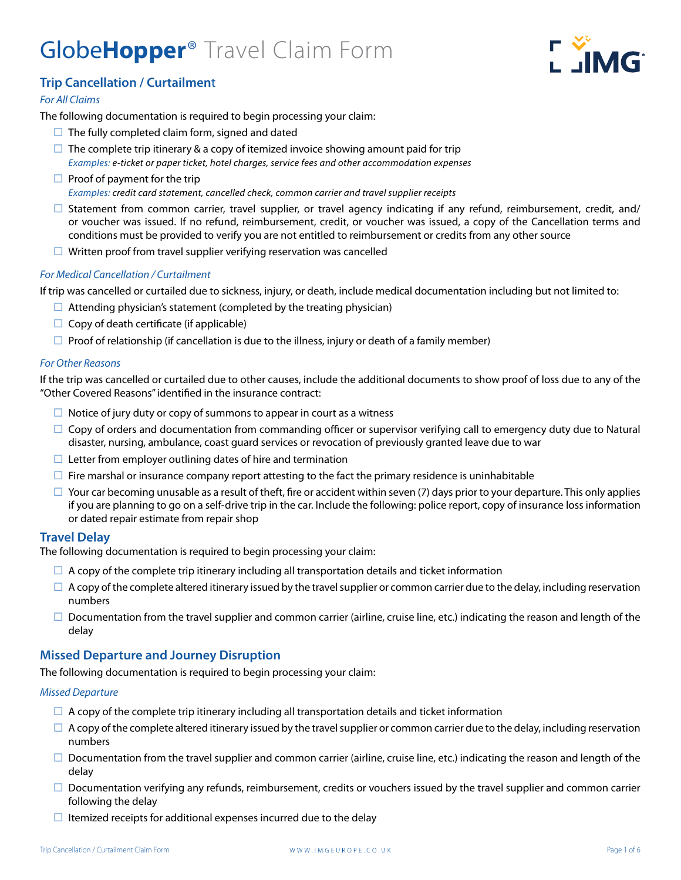# GlobeHopper® Travel Claim Form

## Trip Cancellation / Curtailment

*For All Claims*

The following documentation is required to begin processing your claim:

- ☐ The fully completed claim form, signed and dated
- ☐ The complete trip itinerary & a copy of itemized invoice showing amount paid for trip
  *Examples: e-ticket or paper ticket, hotel charges, service fees and other accommodation expenses*
- ☐ Proof of payment for the trip
  *Examples: credit card statement, cancelled check, common carrier and travel supplier receipts*
- ☐ Statement from common carrier, travel supplier, or travel agency indicating if any refund, reimbursement, credit, and/or voucher was issued. If no refund, reimbursement, credit, or voucher was issued, a copy of the Cancellation terms and conditions must be provided to verify you are not entitled to reimbursement or credits from any other source
- ☐ Written proof from travel supplier verifying reservation was cancelled

*For Medical Cancellation / Curtailment*

If trip was cancelled or curtailed due to sickness, injury, or death, include medical documentation including but not limited to:

- ☐ Attending physician's statement (completed by the treating physician)
- ☐ Copy of death certificate (if applicable)
- ☐ Proof of relationship (if cancellation is due to the illness, injury or death of a family member)

*For Other Reasons*

If the trip was cancelled or curtailed due to other causes, include the additional documents to show proof of loss due to any of the "Other Covered Reasons" identified in the insurance contract:

- ☐ Notice of jury duty or copy of summons to appear in court as a witness
- ☐ Copy of orders and documentation from commanding officer or supervisor verifying call to emergency duty due to Natural disaster, nursing, ambulance, coast guard services or revocation of previously granted leave due to war
- ☐ Letter from employer outlining dates of hire and termination
- ☐ Fire marshal or insurance company report attesting to the fact the primary residence is uninhabitable
- ☐ Your car becoming unusable as a result of theft, fire or accident within seven (7) days prior to your departure. This only applies if you are planning to go on a self-drive trip in the car. Include the following: police report, copy of insurance loss information or dated repair estimate from repair shop

## Travel Delay

The following documentation is required to begin processing your claim:

- ☐ A copy of the complete trip itinerary including all transportation details and ticket information
- ☐ A copy of the complete altered itinerary issued by the travel supplier or common carrier due to the delay, including reservation numbers
- ☐ Documentation from the travel supplier and common carrier (airline, cruise line, etc.) indicating the reason and length of the delay

## Missed Departure and Journey Disruption

The following documentation is required to begin processing your claim:

*Missed Departure*

- ☐ A copy of the complete trip itinerary including all transportation details and ticket information
- ☐ A copy of the complete altered itinerary issued by the travel supplier or common carrier due to the delay, including reservation numbers
- ☐ Documentation from the travel supplier and common carrier (airline, cruise line, etc.) indicating the reason and length of the delay
- ☐ Documentation verifying any refunds, reimbursement, credits or vouchers issued by the travel supplier and common carrier following the delay
- ☐ Itemized receipts for additional expenses incurred due to the delay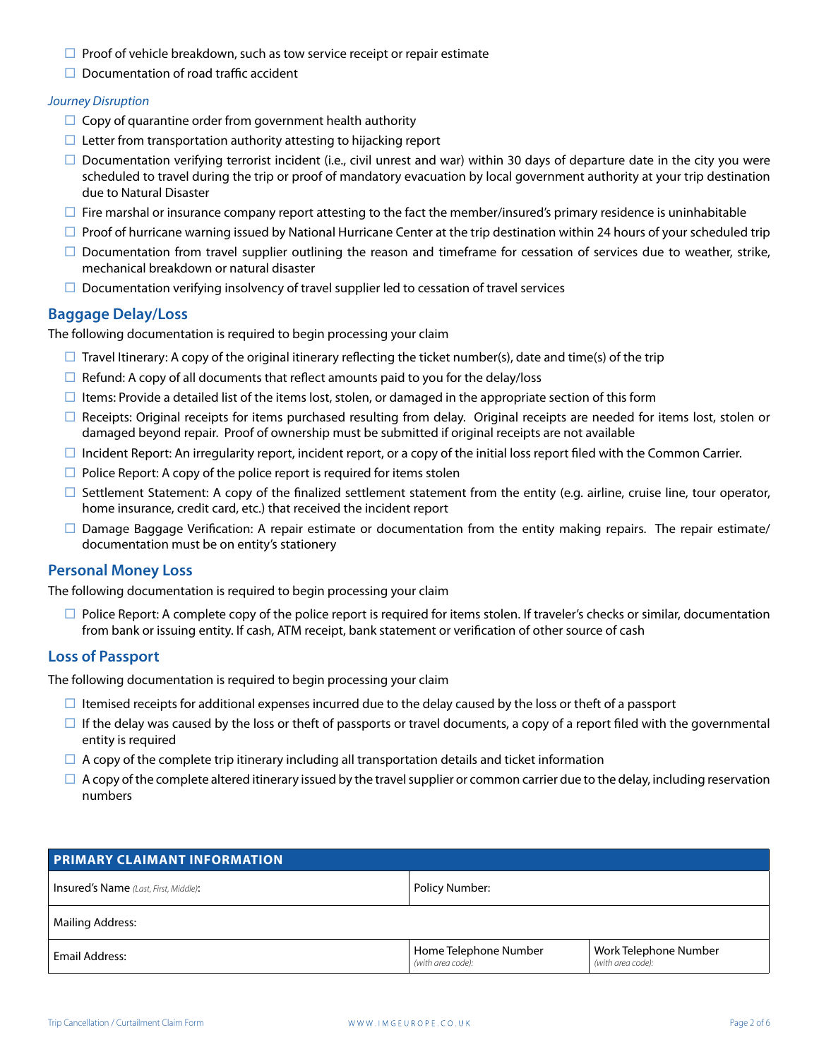- ☐ Proof of vehicle breakdown, such as tow service receipt or repair estimate
- ☐ Documentation of road traffic accident

*Journey Disruption*

- ☐ Copy of quarantine order from government health authority
- ☐ Letter from transportation authority attesting to hijacking report
- ☐ Documentation verifying terrorist incident (i.e., civil unrest and war) within 30 days of departure date in the city you were scheduled to travel during the trip or proof of mandatory evacuation by local government authority at your trip destination due to Natural Disaster
- ☐ Fire marshal or insurance company report attesting to the fact the member/insured's primary residence is uninhabitable
- ☐ Proof of hurricane warning issued by National Hurricane Center at the trip destination within 24 hours of your scheduled trip
- ☐ Documentation from travel supplier outlining the reason and timeframe for cessation of services due to weather, strike, mechanical breakdown or natural disaster
- ☐ Documentation verifying insolvency of travel supplier led to cessation of travel services

## Baggage Delay/Loss

The following documentation is required to begin processing your claim

- ☐ Travel Itinerary: A copy of the original itinerary reflecting the ticket number(s), date and time(s) of the trip
- ☐ Refund: A copy of all documents that reflect amounts paid to you for the delay/loss
- ☐ Items: Provide a detailed list of the items lost, stolen, or damaged in the appropriate section of this form
- ☐ Receipts: Original receipts for items purchased resulting from delay. Original receipts are needed for items lost, stolen or damaged beyond repair. Proof of ownership must be submitted if original receipts are not available
- ☐ Incident Report: An irregularity report, incident report, or a copy of the initial loss report filed with the Common Carrier.
- ☐ Police Report: A copy of the police report is required for items stolen
- ☐ Settlement Statement: A copy of the finalized settlement statement from the entity (e.g. airline, cruise line, tour operator, home insurance, credit card, etc.) that received the incident report
- ☐ Damage Baggage Verification: A repair estimate or documentation from the entity making repairs. The repair estimate/documentation must be on entity's stationery

## Personal Money Loss

The following documentation is required to begin processing your claim

- ☐ Police Report: A complete copy of the police report is required for items stolen. If traveler's checks or similar, documentation from bank or issuing entity. If cash, ATM receipt, bank statement or verification of other source of cash

## Loss of Passport

The following documentation is required to begin processing your claim

- ☐ Itemised receipts for additional expenses incurred due to the delay caused by the loss or theft of a passport
- ☐ If the delay was caused by the loss or theft of passports or travel documents, a copy of a report filed with the governmental entity is required
- ☐ A copy of the complete trip itinerary including all transportation details and ticket information
- ☐ A copy of the complete altered itinerary issued by the travel supplier or common carrier due to the delay, including reservation numbers

| PRIMARY CLAIMANT INFORMATION | | |
|---|---|---|
| Insured's Name *(Last, First, Middle)*: | Policy Number: | |
| Mailing Address: | | |
| Email Address: | Home Telephone Number *(with area code)*: | Work Telephone Number *(with area code)*: |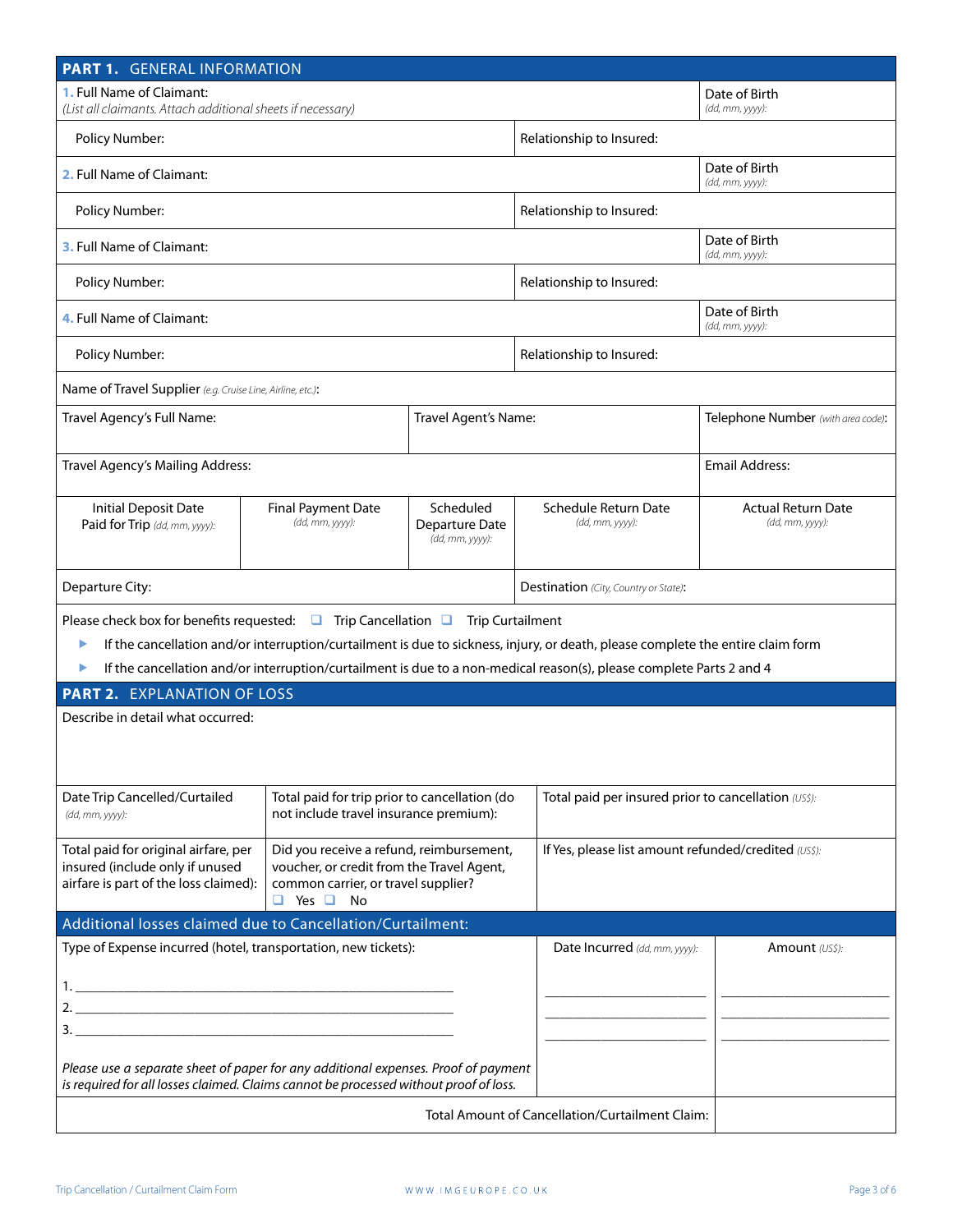## PART 1. GENERAL INFORMATION

| | |
|---|---|
| 1. Full Name of Claimant: *(List all claimants. Attach additional sheets if necessary)* | Date of Birth *(dd, mm, yyyy):* |
| Policy Number: | Relationship to Insured: |
| 2. Full Name of Claimant: | Date of Birth *(dd, mm, yyyy):* |
| Policy Number: | Relationship to Insured: |
| 3. Full Name of Claimant: | Date of Birth *(dd, mm, yyyy):* |
| Policy Number: | Relationship to Insured: |
| 4. Full Name of Claimant: | Date of Birth *(dd, mm, yyyy):* |
| Policy Number: | Relationship to Insured: |

Name of Travel Supplier *(e.g. Cruise Line, Airline, etc.)*:

| Travel Agency's Full Name: | Travel Agent's Name: | Telephone Number *(with area code)*: |
|---|---|---|
| Travel Agency's Mailing Address: | | Email Address: |

| Initial Deposit Date Paid for Trip *(dd, mm, yyyy):* | Final Payment Date *(dd, mm, yyyy):* | Scheduled Departure Date *(dd, mm, yyyy):* | Schedule Return Date *(dd, mm, yyyy):* | Actual Return Date *(dd, mm, yyyy):* |
|---|---|---|---|---|
| | | | | |

| Departure City: | Destination *(City, Country or State)*: |
|---|---|

Please check box for benefits requested: ❑ Trip Cancellation ❑ Trip Curtailment

- If the cancellation and/or interruption/curtailment is due to sickness, injury, or death, please complete the entire claim form
- If the cancellation and/or interruption/curtailment is due to a non-medical reason(s), please complete Parts 2 and 4

## PART 2. EXPLANATION OF LOSS

Describe in detail what occurred:

| Date Trip Cancelled/Curtailed *(dd, mm, yyyy):* | Total paid for trip prior to cancellation (do not include travel insurance premium): | Total paid per insured prior to cancellation *(US$):* |
|---|---|---|
| Total paid for original airfare, per insured (include only if unused airfare is part of the loss claimed): | Did you receive a refund, reimbursement, voucher, or credit from the Travel Agent, common carrier, or travel supplier? ❑ Yes ❑ No | If Yes, please list amount refunded/credited *(US$):* |

### Additional losses claimed due to Cancellation/Curtailment:

| Type of Expense incurred (hotel, transportation, new tickets): | Date Incurred *(dd, mm, yyyy):* | Amount *(US$):* |
|---|---|---|
| 1. ______________________ | ______________ | ______________ |
| 2. ______________________ | ______________ | ______________ |
| 3. ______________________ | ______________ | ______________ |
| *Please use a separate sheet of paper for any additional expenses. Proof of payment is required for all losses claimed. Claims cannot be processed without proof of loss.* | | |
| | Total Amount of Cancellation/Curtailment Claim: | |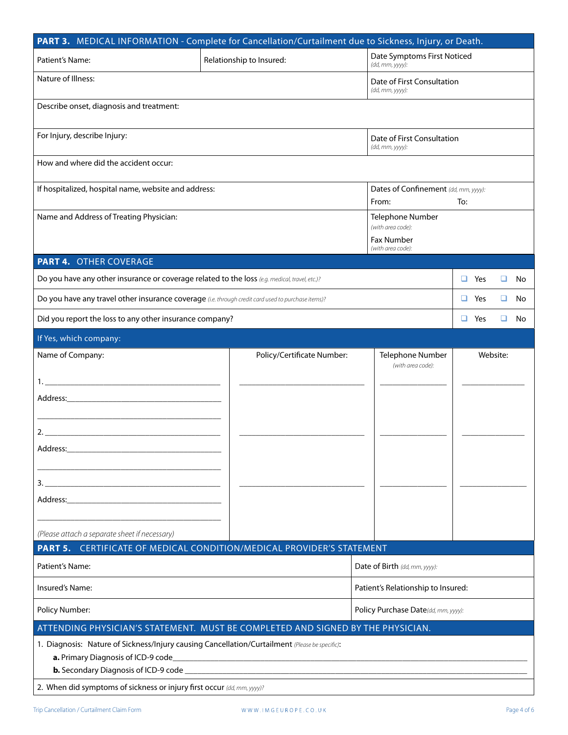## PART 3. MEDICAL INFORMATION - Complete for Cancellation/Curtailment due to Sickness, Injury, or Death.

| | | |
|---|---|---|
| Patient's Name: | Relationship to Insured: | Date Symptoms First Noticed *(dd, mm, yyyy):* |
| Nature of Illness: | | Date of First Consultation *(dd, mm, yyyy):* |
| Describe onset, diagnosis and treatment: | | |
| For Injury, describe Injury: | | Date of First Consultation *(dd, mm, yyyy):* |
| How and where did the accident occur: | | |
| If hospitalized, hospital name, website and address: | | Dates of Confinement *(dd, mm, yyyy):* From: To: |
| Name and Address of Treating Physician: | | Telephone Number *(with area code):* Fax Number *(with area code):* |

## PART 4. OTHER COVERAGE

| | |
|---|---|
| Do you have any other insurance or coverage related to the loss *(e.g. medical, travel, etc.)?* | ☐ Yes ☐ No |
| Do you have any travel other insurance coverage *(i.e. through credit card used to purchase items)?* | ☐ Yes ☐ No |
| Did you report the loss to any other insurance company? | ☐ Yes ☐ No |

**If Yes, which company:**

| Name of Company: | Policy/Certificate Number: | Telephone Number *(with area code):* | Website: |
|---|---|---|---|
| 1. ______________ Address: ______________ | ______________ | ______________ | ______________ |
| 2. ______________ Address: ______________ | ______________ | ______________ | ______________ |
| 3. ______________ Address: ______________ | ______________ | ______________ | ______________ |

*(Please attach a separate sheet if necessary)*

## PART 5. CERTIFICATE OF MEDICAL CONDITION/MEDICAL PROVIDER'S STATEMENT

| | |
|---|---|
| Patient's Name: | Date of Birth *(dd, mm, yyyy):* |
| Insured's Name: | Patient's Relationship to Insured: |
| Policy Number: | Policy Purchase Date *(dd, mm, yyyy):* |

### ATTENDING PHYSICIAN'S STATEMENT. MUST BE COMPLETED AND SIGNED BY THE PHYSICIAN.

1. Diagnosis: Nature of Sickness/Injury causing Cancellation/Curtailment *(Please be specific)*:
   - **a.** Primary Diagnosis of ICD-9 code______________
   - **b.** Secondary Diagnosis of ICD-9 code ______________
2. When did symptoms of sickness or injury first occur *(dd, mm, yyyy)?*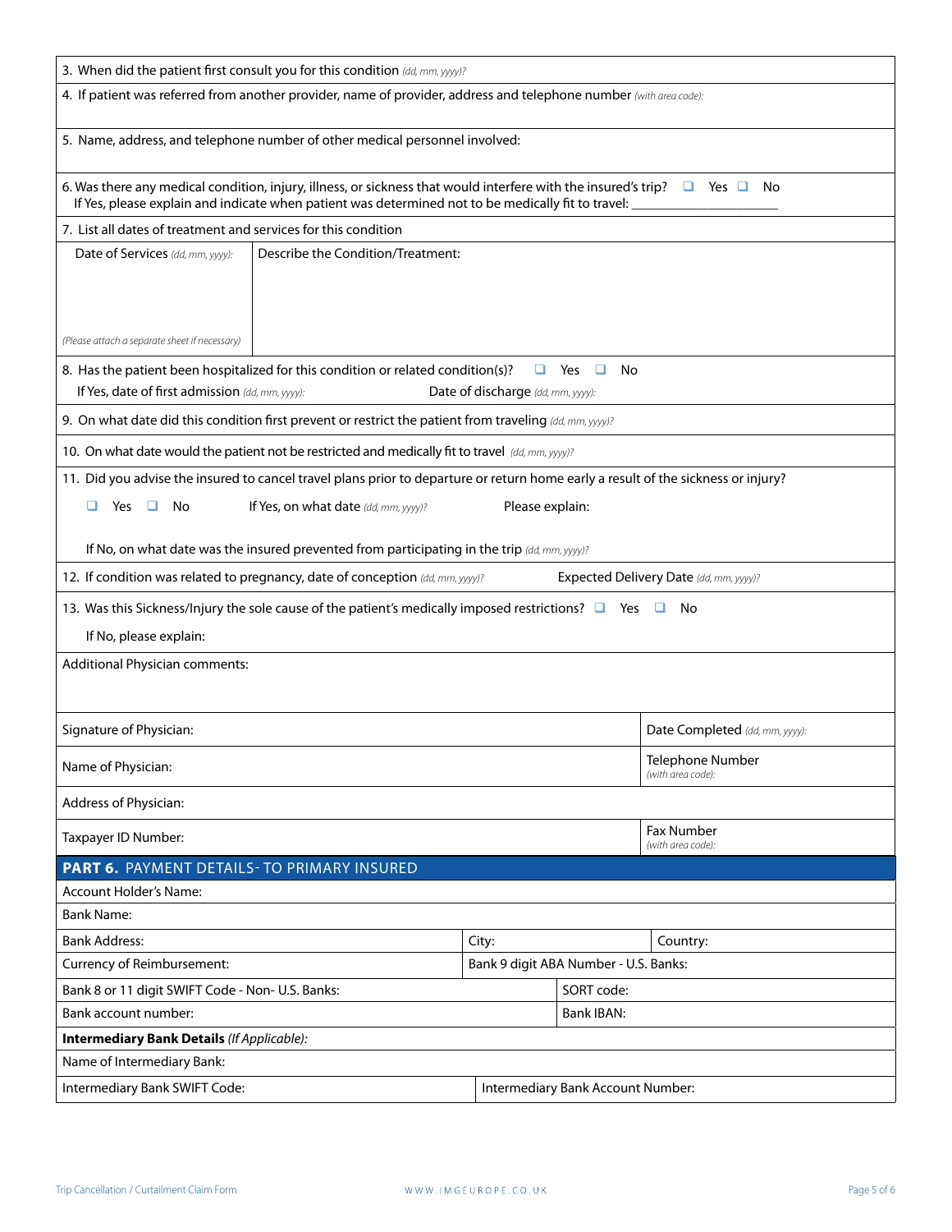3. When did the patient first consult you for this condition *(dd, mm, yyyy)?*

4. If patient was referred from another provider, name of provider, address and telephone number *(with area code):*

5. Name, address, and telephone number of other medical personnel involved:

6. Was there any medical condition, injury, illness, or sickness that would interfere with the insured's trip? ❑ Yes ❑ No
If Yes, please explain and indicate when patient was determined not to be medically fit to travel: ____________________

7. List all dates of treatment and services for this condition

| Date of Services *(dd, mm, yyyy):* | Describe the Condition/Treatment: |
|---|---|
| *(Please attach a separate sheet if necessary)* | |

8. Has the patient been hospitalized for this condition or related condition(s)? ❑ Yes ❑ No
If Yes, date of first admission *(dd, mm, yyyy):* Date of discharge *(dd, mm, yyyy):*

9. On what date did this condition first prevent or restrict the patient from traveling *(dd, mm, yyyy)?*

10. On what date would the patient not be restricted and medically fit to travel *(dd, mm, yyyy)?*

11. Did you advise the insured to cancel travel plans prior to departure or return home early a result of the sickness or injury?
❑ Yes ❑ No If Yes, on what date *(dd, mm, yyyy)?* Please explain:
If No, on what date was the insured prevented from participating in the trip *(dd, mm, yyyy)?*

12. If condition was related to pregnancy, date of conception *(dd, mm, yyyy)?* Expected Delivery Date *(dd, mm, yyyy)?*

13. Was this Sickness/Injury the sole cause of the patient's medically imposed restrictions? ❑ Yes ❑ No
If No, please explain:

Additional Physician comments:

| | |
|---|---|
| Signature of Physician: | Date Completed *(dd, mm, yyyy):* |
| Name of Physician: | Telephone Number *(with area code):* |
| Address of Physician: | |
| Taxpayer ID Number: | Fax Number *(with area code):* |

## PART 6. PAYMENT DETAILS- TO PRIMARY INSURED

| | | |
|---|---|---|
| Account Holder's Name: | | |
| Bank Name: | | |
| Bank Address: | City: | Country: |
| Currency of Reimbursement: | Bank 9 digit ABA Number - U.S. Banks: | |
| Bank 8 or 11 digit SWIFT Code - Non- U.S. Banks: | SORT code: | |
| Bank account number: | Bank IBAN: | |
| **Intermediary Bank Details** *(If Applicable):* | | |
| Name of Intermediary Bank: | | |
| Intermediary Bank SWIFT Code: | Intermediary Bank Account Number: | |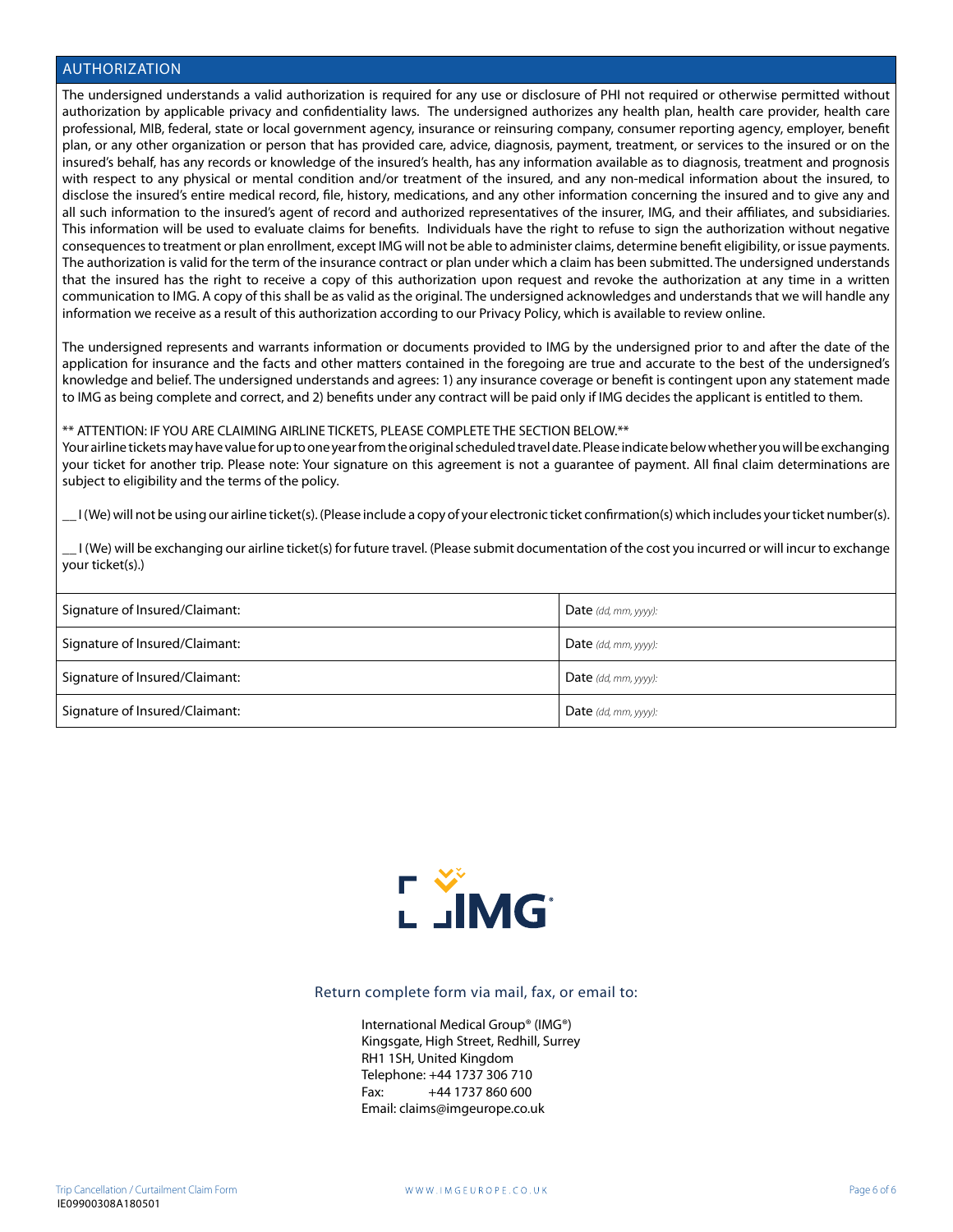## AUTHORIZATION

The undersigned understands a valid authorization is required for any use or disclosure of PHI not required or otherwise permitted without authorization by applicable privacy and confidentiality laws. The undersigned authorizes any health plan, health care provider, health care professional, MIB, federal, state or local government agency, insurance or reinsuring company, consumer reporting agency, employer, benefit plan, or any other organization or person that has provided care, advice, diagnosis, payment, treatment, or services to the insured or on the insured's behalf, has any records or knowledge of the insured's health, has any information available as to diagnosis, treatment and prognosis with respect to any physical or mental condition and/or treatment of the insured, and any non-medical information about the insured, to disclose the insured's entire medical record, file, history, medications, and any other information concerning the insured and to give any and all such information to the insured's agent of record and authorized representatives of the insurer, IMG, and their affiliates, and subsidiaries. This information will be used to evaluate claims for benefits. Individuals have the right to refuse to sign the authorization without negative consequences to treatment or plan enrollment, except IMG will not be able to administer claims, determine benefit eligibility, or issue payments. The authorization is valid for the term of the insurance contract or plan under which a claim has been submitted. The undersigned understands that the insured has the right to receive a copy of this authorization upon request and revoke the authorization at any time in a written communication to IMG. A copy of this shall be as valid as the original. The undersigned acknowledges and understands that we will handle any information we receive as a result of this authorization according to our Privacy Policy, which is available to review online.

The undersigned represents and warrants information or documents provided to IMG by the undersigned prior to and after the date of the application for insurance and the facts and other matters contained in the foregoing are true and accurate to the best of the undersigned's knowledge and belief. The undersigned understands and agrees: 1) any insurance coverage or benefit is contingent upon any statement made to IMG as being complete and correct, and 2) benefits under any contract will be paid only if IMG decides the applicant is entitled to them.

** ATTENTION: IF YOU ARE CLAIMING AIRLINE TICKETS, PLEASE COMPLETE THE SECTION BELOW.**
Your airline tickets may have value for up to one year from the original scheduled travel date. Please indicate below whether you will be exchanging your ticket for another trip. Please note: Your signature on this agreement is not a guarantee of payment. All final claim determinations are subject to eligibility and the terms of the policy.

__ I (We) will not be using our airline ticket(s). (Please include a copy of your electronic ticket confirmation(s) which includes your ticket number(s).

__ I (We) will be exchanging our airline ticket(s) for future travel. (Please submit documentation of the cost you incurred or will incur to exchange your ticket(s).)

| | |
|---|---|
| Signature of Insured/Claimant: | Date *(dd, mm, yyyy)*: |
| Signature of Insured/Claimant: | Date *(dd, mm, yyyy)*: |
| Signature of Insured/Claimant: | Date *(dd, mm, yyyy)*: |
| Signature of Insured/Claimant: | Date *(dd, mm, yyyy)*: |

IMG®

Return complete form via mail, fax, or email to:

International Medical Group® (IMG®)
Kingsgate, High Street, Redhill, Surrey
RH1 1SH, United Kingdom
Telephone: +44 1737 306 710
Fax: +44 1737 860 600
Email: claims@imgeurope.co.uk

Trip Cancellation / Curtailment Claim Form
IE09900308A180501